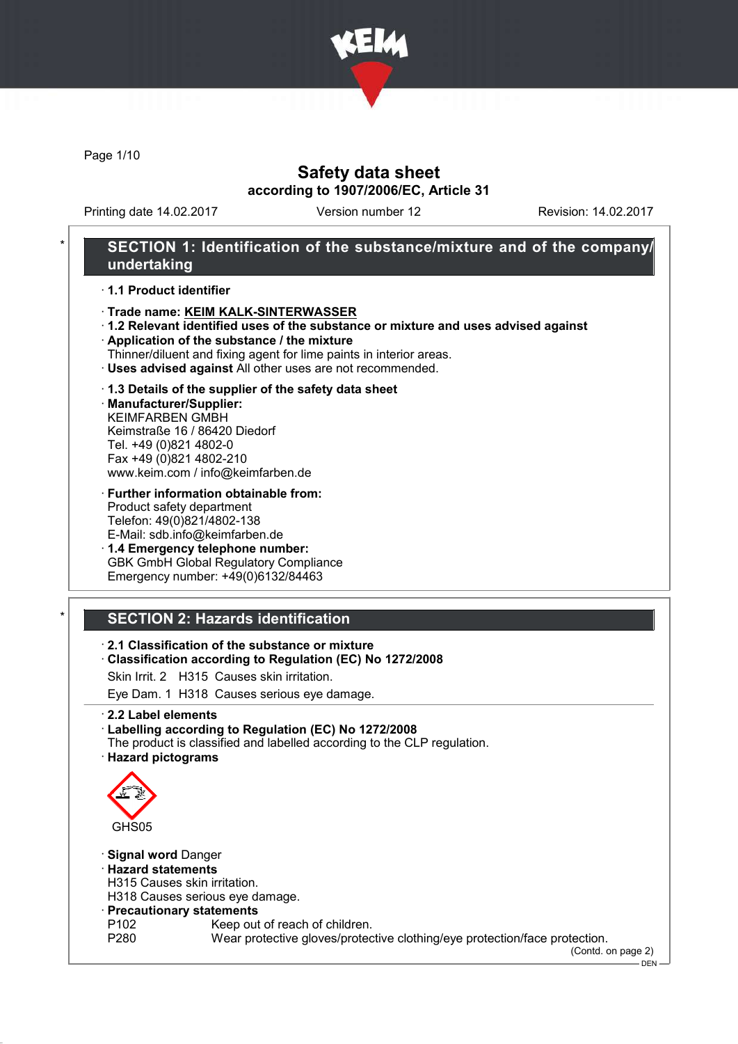# Safety data sheet
## according to 1907/2006/EC, Article 31

Printing date 14.02.2017 Version number 12 Revision: 14.02.2017

## SECTION 1: Identification of the substance/mixture and of the company/undertaking

· **1.1 Product identifier**

· **Trade name: KEIM KALK-SINTERWASSER**
· **1.2 Relevant identified uses of the substance or mixture and uses advised against**
· **Application of the substance / the mixture**
Thinner/diluent and fixing agent for lime paints in interior areas.
· **Uses advised against** All other uses are not recommended.

· **1.3 Details of the supplier of the safety data sheet**
· **Manufacturer/Supplier:**
KEIMFARBEN GMBH
Keimstraße 16 / 86420 Diedorf
Tel. +49 (0)821 4802-0
Fax +49 (0)821 4802-210
www.keim.com / info@keimfarben.de

· **Further information obtainable from:**
Product safety department
Telefon: 49(0)821/4802-138
E-Mail: sdb.info@keimfarben.de
· **1.4 Emergency telephone number:**
GBK GmbH Global Regulatory Compliance
Emergency number: +49(0)6132/84463

## SECTION 2: Hazards identification

· **2.1 Classification of the substance or mixture**
· **Classification according to Regulation (EC) No 1272/2008**
Skin Irrit. 2 H315 Causes skin irritation.
Eye Dam. 1 H318 Causes serious eye damage.

· **2.2 Label elements**
· **Labelling according to Regulation (EC) No 1272/2008**
The product is classified and labelled according to the CLP regulation.
· **Hazard pictograms**

GHS05

· **Signal word** Danger
· **Hazard statements**
H315 Causes skin irritation.
H318 Causes serious eye damage.
· **Precautionary statements**

P102 Keep out of reach of children.
P280 Wear protective gloves/protective clothing/eye protection/face protection.

(Contd. on page 2)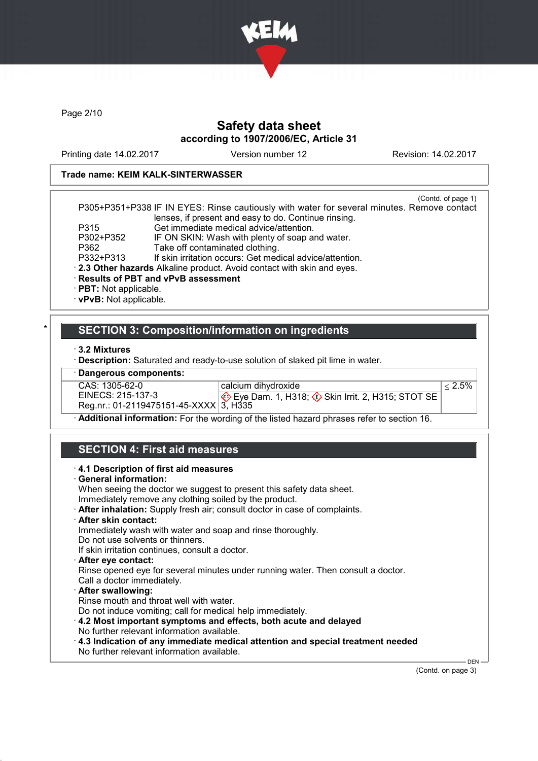Page 2/10

# Safety data sheet

**according to 1907/2006/EC, Article 31**

Printing date 14.02.2017 Version number 12 Revision: 14.02.2017

**Trade name: KEIM KALK-SINTERWASSER**

(Contd. of page 1)

P305+P351+P338 IF IN EYES: Rinse cautiously with water for several minutes. Remove contact lenses, if present and easy to do. Continue rinsing.
P315 Get immediate medical advice/attention.
P302+P352 IF ON SKIN: Wash with plenty of soap and water.
P362 Take off contaminated clothing.
P332+P313 If skin irritation occurs: Get medical advice/attention.

· **2.3 Other hazards** Alkaline product. Avoid contact with skin and eyes.
· **Results of PBT and vPvB assessment**
· **PBT:** Not applicable.
· **vPvB:** Not applicable.

## SECTION 3: Composition/information on ingredients

· **3.2 Mixtures**
· **Description:** Saturated and ready-to-use solution of slaked pit lime in water.

| · **Dangerous components:** | | |
|---|---|---|
| CAS: 1305-62-0<br>EINECS: 215-137-3<br>Reg.nr.: 01-2119475151-45-XXXX | calcium dihydroxide<br>Eye Dam. 1, H318; Skin Irrit. 2, H315; STOT SE 3, H335 | ≤ 2.5% |

· **Additional information:** For the wording of the listed hazard phrases refer to section 16.

## SECTION 4: First aid measures

· **4.1 Description of first aid measures**
· **General information:**
When seeing the doctor we suggest to present this safety data sheet.
Immediately remove any clothing soiled by the product.
· **After inhalation:** Supply fresh air; consult doctor in case of complaints.
· **After skin contact:**
Immediately wash with water and soap and rinse thoroughly.
Do not use solvents or thinners.
If skin irritation continues, consult a doctor.
· **After eye contact:**
Rinse opened eye for several minutes under running water. Then consult a doctor.
Call a doctor immediately.
· **After swallowing:**
Rinse mouth and throat well with water.
Do not induce vomiting; call for medical help immediately.
· **4.2 Most important symptoms and effects, both acute and delayed**
No further relevant information available.
· **4.3 Indication of any immediate medical attention and special treatment needed**
No further relevant information available.

(Contd. on page 3)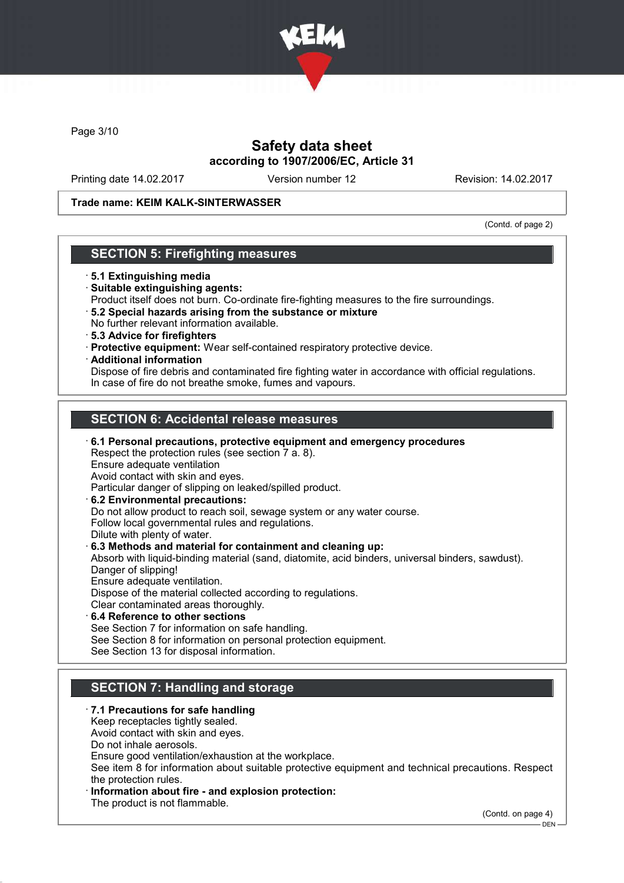Trade name: KEIM KALK-SINTERWASSER

(Contd. of page 2)

## SECTION 5: Firefighting measures

- **5.1 Extinguishing media**
- **Suitable extinguishing agents:**
  Product itself does not burn. Co-ordinate fire-fighting measures to the fire surroundings.
- **5.2 Special hazards arising from the substance or mixture**
  No further relevant information available.
- **5.3 Advice for firefighters**
- **Protective equipment:** Wear self-contained respiratory protective device.
- **Additional information**
  Dispose of fire debris and contaminated fire fighting water in accordance with official regulations.
  In case of fire do not breathe smoke, fumes and vapours.

## SECTION 6: Accidental release measures

- **6.1 Personal precautions, protective equipment and emergency procedures**
  Respect the protection rules (see section 7 a. 8).
  Ensure adequate ventilation
  Avoid contact with skin and eyes.
  Particular danger of slipping on leaked/spilled product.
- **6.2 Environmental precautions:**
  Do not allow product to reach soil, sewage system or any water course.
  Follow local governmental rules and regulations.
  Dilute with plenty of water.
- **6.3 Methods and material for containment and cleaning up:**
  Absorb with liquid-binding material (sand, diatomite, acid binders, universal binders, sawdust).
  Danger of slipping!
  Ensure adequate ventilation.
  Dispose of the material collected according to regulations.
  Clear contaminated areas thoroughly.
- **6.4 Reference to other sections**
  See Section 7 for information on safe handling.
  See Section 8 for information on personal protection equipment.
  See Section 13 for disposal information.

## SECTION 7: Handling and storage

- **7.1 Precautions for safe handling**
  Keep receptacles tightly sealed.
  Avoid contact with skin and eyes.
  Do not inhale aerosols.
  Ensure good ventilation/exhaustion at the workplace.
  See item 8 for information about suitable protective equipment and technical precautions. Respect the protection rules.
- **Information about fire - and explosion protection:**
  The product is not flammable.

(Contd. on page 4)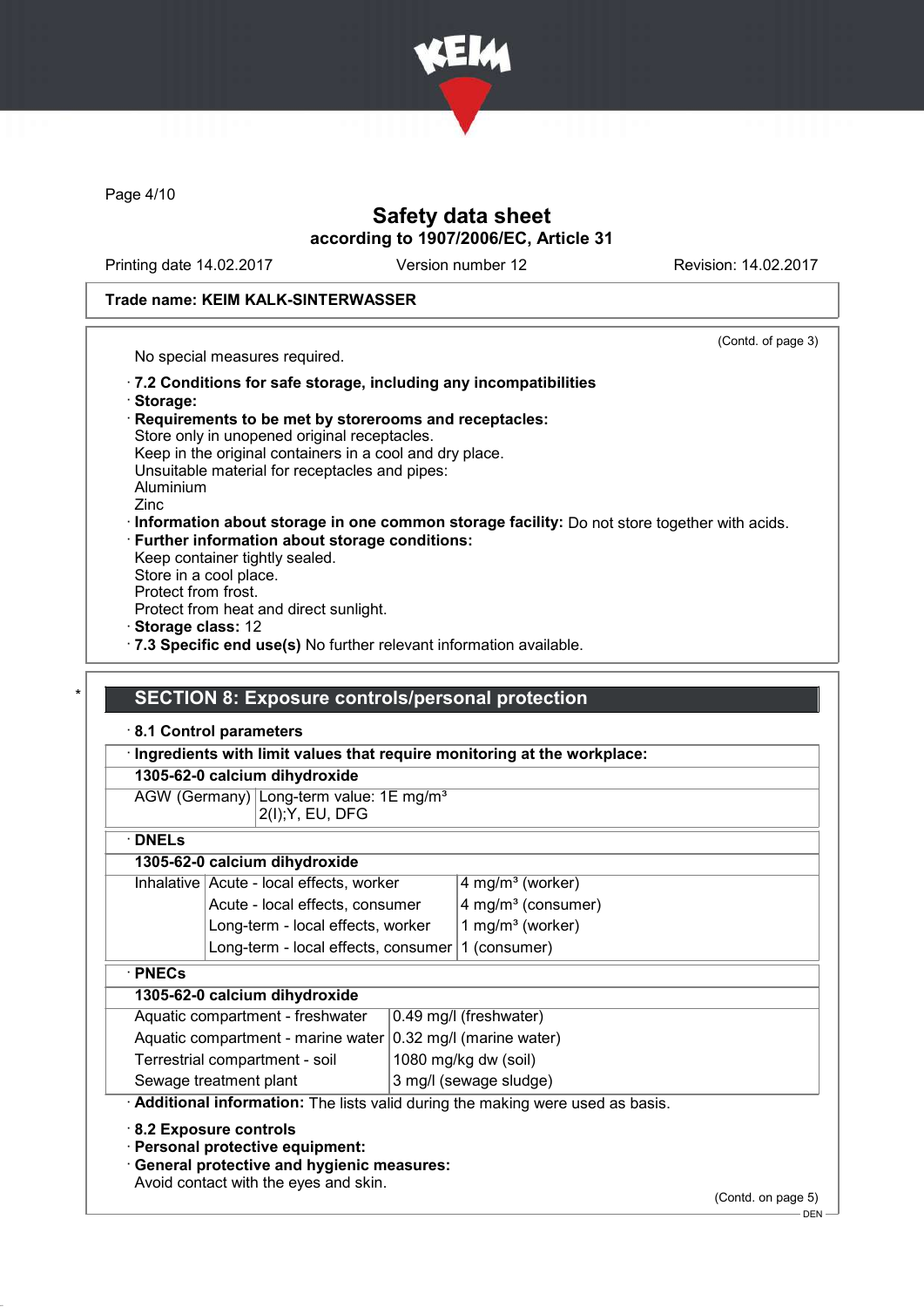(Contd. of page 3)

No special measures required.

· **7.2 Conditions for safe storage, including any incompatibilities**
· **Storage:**
· **Requirements to be met by storerooms and receptacles:**
Store only in unopened original receptacles.
Keep in the original containers in a cool and dry place.
Unsuitable material for receptacles and pipes:
Aluminium
Zinc
· **Information about storage in one common storage facility:** Do not store together with acids.
· **Further information about storage conditions:**
Keep container tightly sealed.
Store in a cool place.
Protect from frost.
Protect from heat and direct sunlight.
· **Storage class:** 12
· **7.3 Specific end use(s)** No further relevant information available.

## * SECTION 8: Exposure controls/personal protection

· **8.1 Control parameters**

| · **Ingredients with limit values that require monitoring at the workplace:** | |
|---|---|
| **1305-62-0 calcium dihydroxide** | |
| AGW (Germany) | Long-term value: 1E mg/m³<br>2(I);Y, EU, DFG |

| · **DNELs** | | |
|---|---|---|
| **1305-62-0 calcium dihydroxide** | | |
| Inhalative | Acute - local effects, worker | 4 mg/m³ (worker) |
| | Acute - local effects, consumer | 4 mg/m³ (consumer) |
| | Long-term - local effects, worker | 1 mg/m³ (worker) |
| | Long-term - local effects, consumer | 1 (consumer) |

| · **PNECs** | |
|---|---|
| **1305-62-0 calcium dihydroxide** | |
| Aquatic compartment - freshwater | 0.49 mg/l (freshwater) |
| Aquatic compartment - marine water | 0.32 mg/l (marine water) |
| Terrestrial compartment - soil | 1080 mg/kg dw (soil) |
| Sewage treatment plant | 3 mg/l (sewage sludge) |

· **Additional information:** The lists valid during the making were used as basis.

· **8.2 Exposure controls**
· **Personal protective equipment:**
· **General protective and hygienic measures:**
Avoid contact with the eyes and skin.

(Contd. on page 5)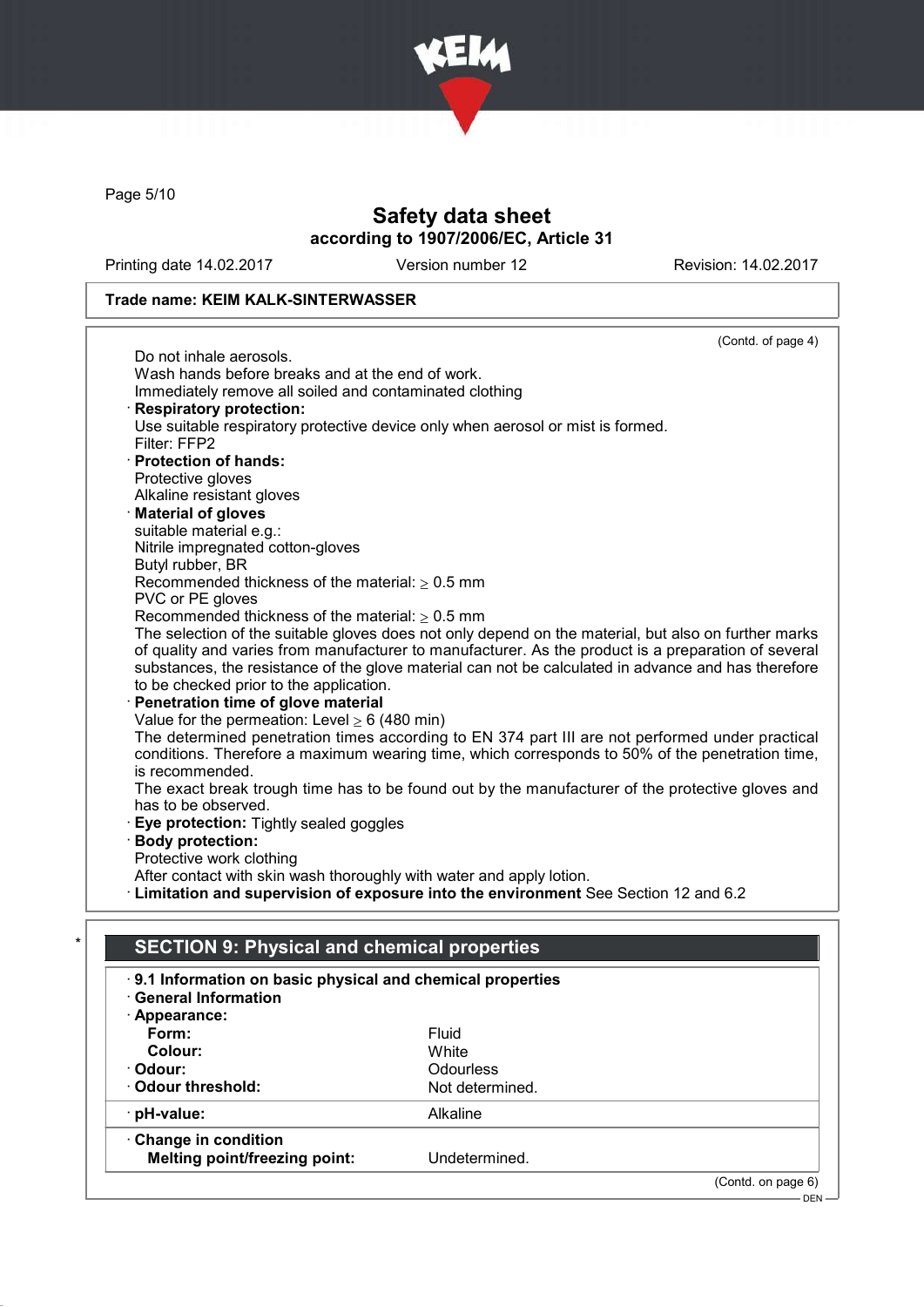**Safety data sheet**
**according to 1907/2006/EC, Article 31**

Printing date 14.02.2017 Version number 12 Revision: 14.02.2017

**Trade name: KEIM KALK-SINTERWASSER**

(Contd. of page 4)

Do not inhale aerosols.
Wash hands before breaks and at the end of work.
Immediately remove all soiled and contaminated clothing

· **Respiratory protection:**
Use suitable respiratory protective device only when aerosol or mist is formed.
Filter: FFP2

· **Protection of hands:**
Protective gloves
Alkaline resistant gloves

· **Material of gloves**
suitable material e.g.:
Nitrile impregnated cotton-gloves
Butyl rubber, BR
Recommended thickness of the material: ≥ 0.5 mm
PVC or PE gloves
Recommended thickness of the material: ≥ 0.5 mm
The selection of the suitable gloves does not only depend on the material, but also on further marks of quality and varies from manufacturer to manufacturer. As the product is a preparation of several substances, the resistance of the glove material can not be calculated in advance and has therefore to be checked prior to the application.

· **Penetration time of glove material**
Value for the permeation: Level ≥ 6 (480 min)
The determined penetration times according to EN 374 part III are not performed under practical conditions. Therefore a maximum wearing time, which corresponds to 50% of the penetration time, is recommended.
The exact break trough time has to be found out by the manufacturer of the protective gloves and has to be observed.

· **Eye protection:** Tightly sealed goggles

· **Body protection:**
Protective work clothing
After contact with skin wash thoroughly with water and apply lotion.

· **Limitation and supervision of exposure into the environment** See Section 12 and 6.2

## * SECTION 9: Physical and chemical properties

· **9.1 Information on basic physical and chemical properties**
· **General Information**

| | |
|---|---|
| · **Appearance:** | |
| **Form:** | Fluid |
| **Colour:** | White |
| · **Odour:** | Odourless |
| · **Odour threshold:** | Not determined. |
| · **pH-value:** | Alkaline |
| · **Change in condition** | |
| **Melting point/freezing point:** | Undetermined. |

(Contd. on page 6)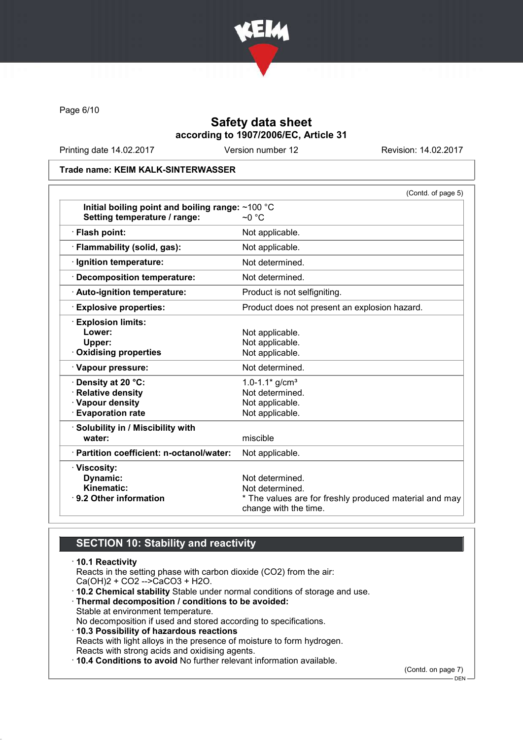**Safety data sheet**
**according to 1907/2006/EC, Article 31**

Printing date 14.02.2017 | Version number 12 | Revision: 14.02.2017

**Trade name: KEIM KALK-SINTERWASSER**

(Contd. of page 5)

| | |
|---|---|
| **Initial boiling point and boiling range:** | ~100 °C |
| **Setting temperature / range:** | ~0 °C |
| · **Flash point:** | Not applicable. |
| · **Flammability (solid, gas):** | Not applicable. |
| · **Ignition temperature:** | Not determined. |
| · **Decomposition temperature:** | Not determined. |
| · **Auto-ignition temperature:** | Product is not selfigniting. |
| · **Explosive properties:** | Product does not present an explosion hazard. |
| · **Explosion limits:** | |
| **Lower:** | Not applicable. |
| **Upper:** | Not applicable. |
| · **Oxidising properties** | Not applicable. |
| · **Vapour pressure:** | Not determined. |
| · **Density at 20 °C:** | 1.0-1.1* g/cm³ |
| · **Relative density** | Not determined. |
| · **Vapour density** | Not applicable. |
| · **Evaporation rate** | Not applicable. |
| · **Solubility in / Miscibility with water:** | miscible |
| · **Partition coefficient: n-octanol/water:** | Not applicable. |
| · **Viscosity:** | |
| **Dynamic:** | Not determined. |
| **Kinematic:** | Not determined. |
| · **9.2 Other information** | * The values are for freshly produced material and may change with the time. |

## SECTION 10: Stability and reactivity

· **10.1 Reactivity**
Reacts in the setting phase with carbon dioxide ($CO_2$) from the air:
$Ca(OH)_2 + CO_2 \rightarrow CaCO_3 + H_2O$.

· **10.2 Chemical stability** Stable under normal conditions of storage and use.

· **Thermal decomposition / conditions to be avoided:**
Stable at environment temperature.
No decomposition if used and stored according to specifications.

· **10.3 Possibility of hazardous reactions**
Reacts with light alloys in the presence of moisture to form hydrogen.
Reacts with strong acids and oxidising agents.

· **10.4 Conditions to avoid** No further relevant information available.

(Contd. on page 7)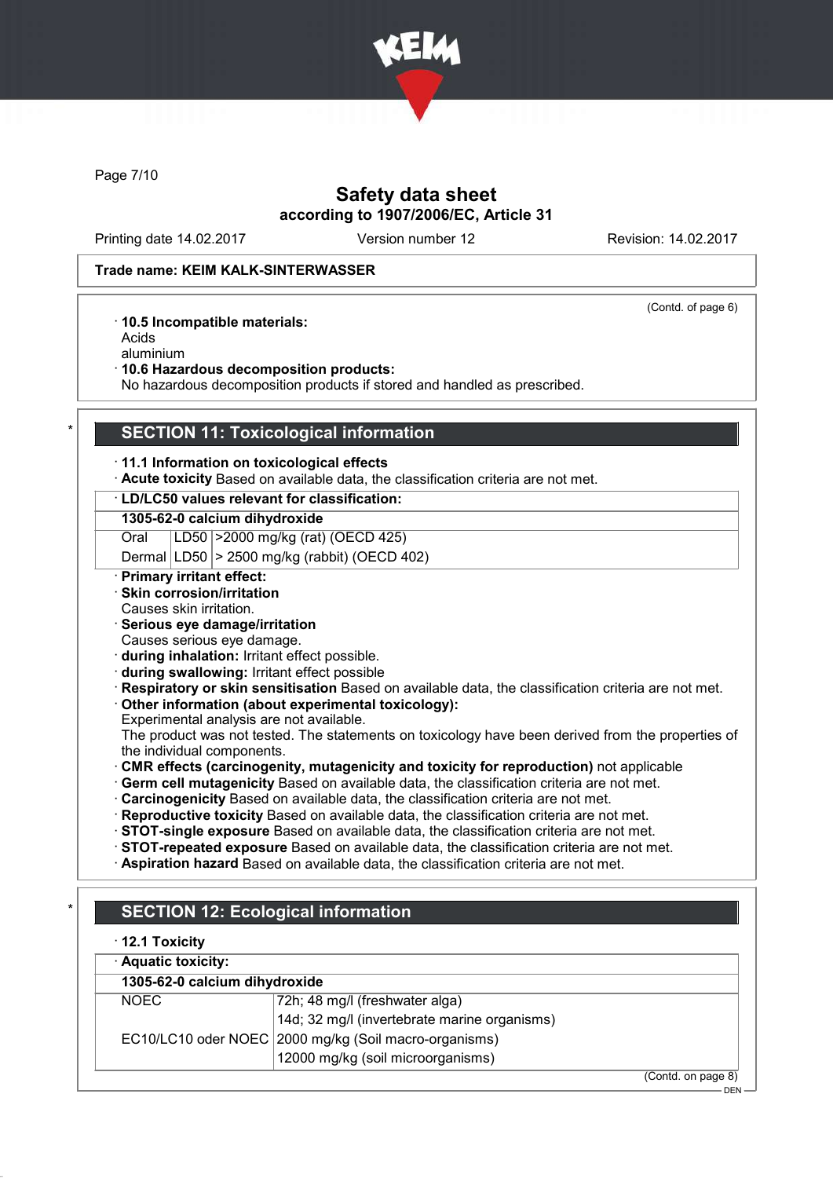Trade name: KEIM KALK-SINTERWASSER

(Contd. of page 6)

· **10.5 Incompatible materials:**
Acids
aluminium
· **10.6 Hazardous decomposition products:**
No hazardous decomposition products if stored and handled as prescribed.

## SECTION 11: Toxicological information

· **11.1 Information on toxicological effects**
· **Acute toxicity** Based on available data, the classification criteria are not met.

· **LD/LC50 values relevant for classification:**

| 1305-62-0 calcium dihydroxide | | |
|---|---|---|
| Oral | LD50 | >2000 mg/kg (rat) (OECD 425) |
| Dermal | LD50 | > 2500 mg/kg (rabbit) (OECD 402) |

· **Primary irritant effect:**
· **Skin corrosion/irritation**
Causes skin irritation.
· **Serious eye damage/irritation**
Causes serious eye damage.
· **during inhalation:** Irritant effect possible.
· **during swallowing:** Irritant effect possible
· **Respiratory or skin sensitisation** Based on available data, the classification criteria are not met.
· **Other information (about experimental toxicology):**
Experimental analysis are not available.
The product was not tested. The statements on toxicology have been derived from the properties of the individual components.
· **CMR effects (carcinogenity, mutagenicity and toxicity for reproduction)** not applicable
· **Germ cell mutagenicity** Based on available data, the classification criteria are not met.
· **Carcinogenicity** Based on available data, the classification criteria are not met.
· **Reproductive toxicity** Based on available data, the classification criteria are not met.
· **STOT-single exposure** Based on available data, the classification criteria are not met.
· **STOT-repeated exposure** Based on available data, the classification criteria are not met.
· **Aspiration hazard** Based on available data, the classification criteria are not met.

## SECTION 12: Ecological information

· **12.1 Toxicity**

· **Aquatic toxicity:**

| 1305-62-0 calcium dihydroxide | |
|---|---|
| NOEC | 72h; 48 mg/l (freshwater alga) |
| | 14d; 32 mg/l (invertebrate marine organisms) |
| EC10/LC10 oder NOEC | 2000 mg/kg (Soil macro-organisms) |
| | 12000 mg/kg (soil microorganisms) |

(Contd. on page 8)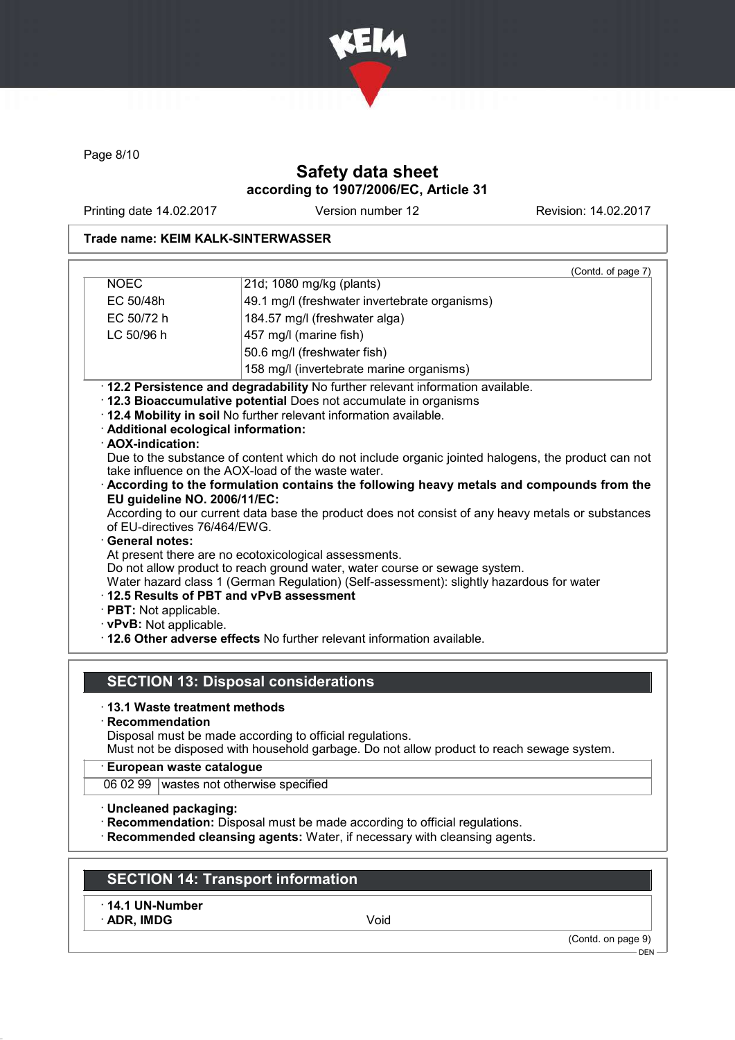(Contd. of page 7)

| | |
|---|---|
| NOEC | 21d; 1080 mg/kg (plants) |
| EC 50/48h | 49.1 mg/l (freshwater invertebrate organisms) |
| EC 50/72 h | 184.57 mg/l (freshwater alga) |
| LC 50/96 h | 457 mg/l (marine fish) |
| | 50.6 mg/l (freshwater fish) |
| | 158 mg/l (invertebrate marine organisms) |

· **12.2 Persistence and degradability** No further relevant information available.
· **12.3 Bioaccumulative potential** Does not accumulate in organisms
· **12.4 Mobility in soil** No further relevant information available.
· **Additional ecological information:**
· **AOX-indication:**
Due to the substance of content which do not include organic jointed halogens, the product can not take influence on the AOX-load of the waste water.
· **According to the formulation contains the following heavy metals and compounds from the EU guideline NO. 2006/11/EC:**
According to our current data base the product does not consist of any heavy metals or substances of EU-directives 76/464/EWG.
· **General notes:**
At present there are no ecotoxicological assessments.
Do not allow product to reach ground water, water course or sewage system.
Water hazard class 1 (German Regulation) (Self-assessment): slightly hazardous for water
· **12.5 Results of PBT and vPvB assessment**
· **PBT:** Not applicable.
· **vPvB:** Not applicable.
· **12.6 Other adverse effects** No further relevant information available.

## SECTION 13: Disposal considerations

· **13.1 Waste treatment methods**
· **Recommendation**
Disposal must be made according to official regulations.
Must not be disposed with household garbage. Do not allow product to reach sewage system.

| · European waste catalogue | |
|---|---|
| 06 02 99 | wastes not otherwise specified |

· **Uncleaned packaging:**
· **Recommendation:** Disposal must be made according to official regulations.
· **Recommended cleansing agents:** Water, if necessary with cleansing agents.

## SECTION 14: Transport information

· **14.1 UN-Number**
· **ADR, IMDG** Void

(Contd. on page 9)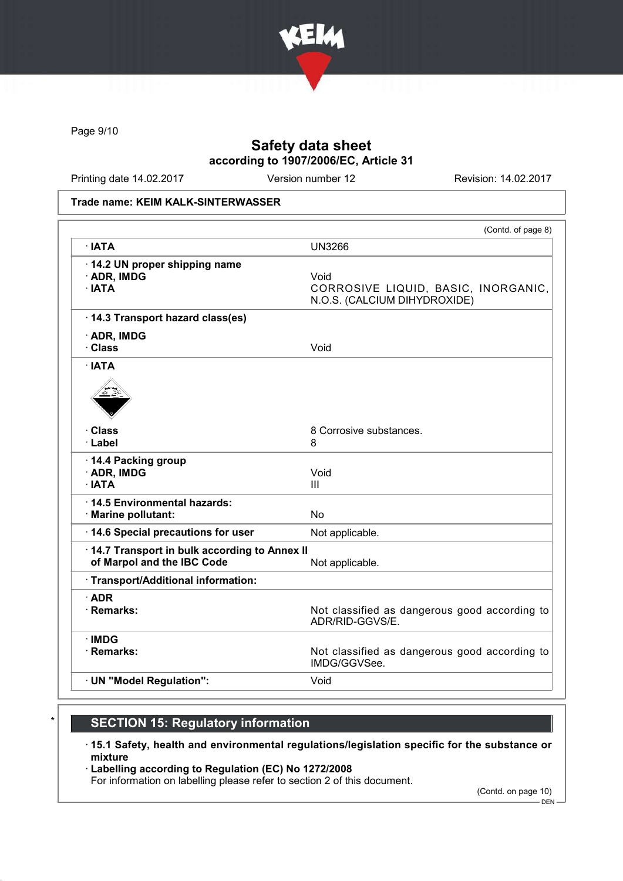Trade name: KEIM KALK-SINTERWASSER

(Contd. of page 8)

| | |
|---|---|
| · IATA | UN3266 |
| · 14.2 UN proper shipping name | |
| · ADR, IMDG | Void |
| · IATA | CORROSIVE LIQUID, BASIC, INORGANIC, N.O.S. (CALCIUM DIHYDROXIDE) |
| · 14.3 Transport hazard class(es) | |
| · ADR, IMDG | |
| · Class | Void |
| · IATA | |
| · Class | 8 Corrosive substances. |
| · Label | 8 |
| · 14.4 Packing group | |
| · ADR, IMDG | Void |
| · IATA | III |
| · 14.5 Environmental hazards: | |
| · Marine pollutant: | No |
| · 14.6 Special precautions for user | Not applicable. |
| · 14.7 Transport in bulk according to Annex II of Marpol and the IBC Code | Not applicable. |
| · Transport/Additional information: | |
| · ADR | |
| · Remarks: | Not classified as dangerous good according to ADR/RID-GGVS/E. |
| · IMDG | |
| · Remarks: | Not classified as dangerous good according to IMDG/GGVSee. |
| · UN "Model Regulation": | Void |

## SECTION 15: Regulatory information

· **15.1 Safety, health and environmental regulations/legislation specific for the substance or mixture**

· **Labelling according to Regulation (EC) No 1272/2008**

For information on labelling please refer to section 2 of this document.

(Contd. on page 10)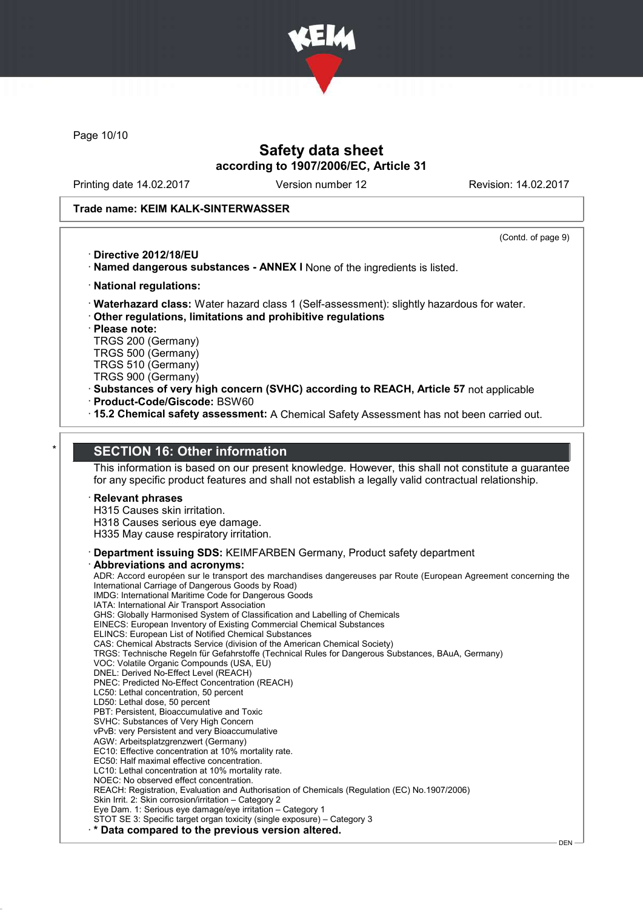Safety data sheet
according to 1907/2006/EC, Article 31

Printing date 14.02.2017 | Version number 12 | Revision: 14.02.2017

**Trade name: KEIM KALK-SINTERWASSER**

(Contd. of page 9)

· **Directive 2012/18/EU**
· **Named dangerous substances - ANNEX I** None of the ingredients is listed.
· **National regulations:**
· **Waterhazard class:** Water hazard class 1 (Self-assessment): slightly hazardous for water.
· **Other regulations, limitations and prohibitive regulations**
· **Please note:**
TRGS 200 (Germany)
TRGS 500 (Germany)
TRGS 510 (Germany)
TRGS 900 (Germany)
· **Substances of very high concern (SVHC) according to REACH, Article 57** not applicable
· **Product-Code/Giscode:** BSW60
· **15.2 Chemical safety assessment:** A Chemical Safety Assessment has not been carried out.

## * SECTION 16: Other information

This information is based on our present knowledge. However, this shall not constitute a guarantee for any specific product features and shall not establish a legally valid contractual relationship.

· **Relevant phrases**
H315 Causes skin irritation.
H318 Causes serious eye damage.
H335 May cause respiratory irritation.

· **Department issuing SDS:** KEIMFARBEN Germany, Product safety department
· **Abbreviations and acronyms:**
ADR: Accord européen sur le transport des marchandises dangereuses par Route (European Agreement concerning the International Carriage of Dangerous Goods by Road)
IMDG: International Maritime Code for Dangerous Goods
IATA: International Air Transport Association
GHS: Globally Harmonised System of Classification and Labelling of Chemicals
EINECS: European Inventory of Existing Commercial Chemical Substances
ELINCS: European List of Notified Chemical Substances
CAS: Chemical Abstracts Service (division of the American Chemical Society)
TRGS: Technische Regeln für Gefahrstoffe (Technical Rules for Dangerous Substances, BAuA, Germany)
VOC: Volatile Organic Compounds (USA, EU)
DNEL: Derived No-Effect Level (REACH)
PNEC: Predicted No-Effect Concentration (REACH)
LC50: Lethal concentration, 50 percent
LD50: Lethal dose, 50 percent
PBT: Persistent, Bioaccumulative and Toxic
SVHC: Substances of Very High Concern
vPvB: very Persistent and very Bioaccumulative
AGW: Arbeitsplatzgrenzwert (Germany)
EC10: Effective concentration at 10% mortality rate.
EC50: Half maximal effective concentration.
LC10: Lethal concentration at 10% mortality rate.
NOEC: No observed effect concentration.
REACH: Registration, Evaluation and Authorisation of Chemicals (Regulation (EC) No.1907/2006)
Skin Irrit. 2: Skin corrosion/irritation – Category 2
Eye Dam. 1: Serious eye damage/eye irritation – Category 1
STOT SE 3: Specific target organ toxicity (single exposure) – Category 3
· **\* Data compared to the previous version altered.**